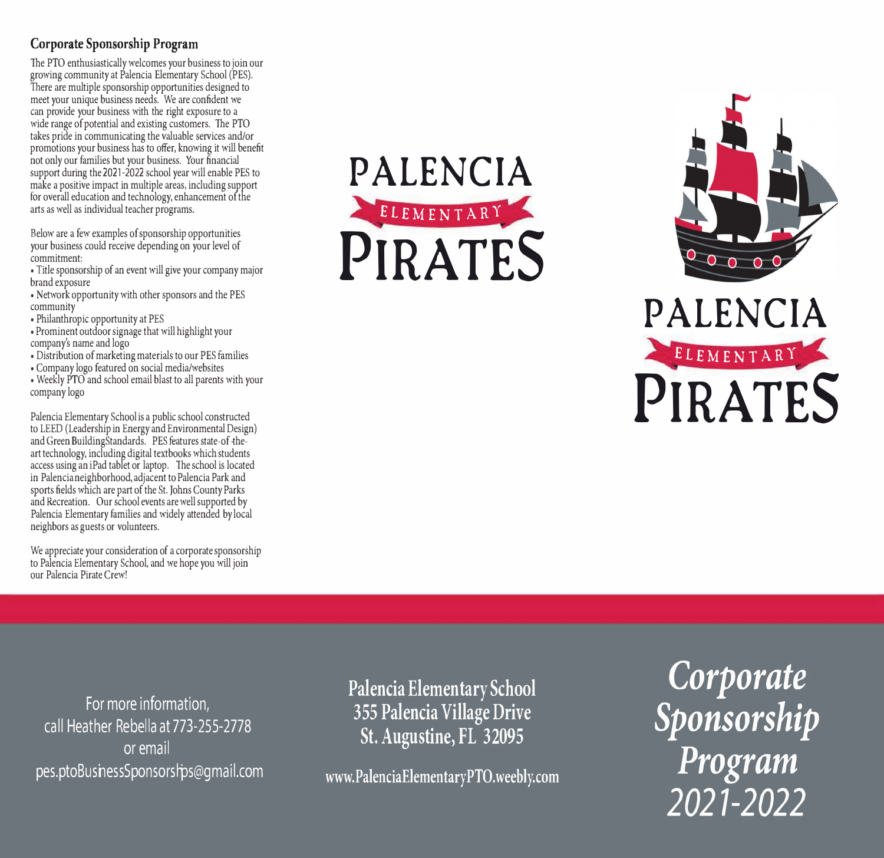## Corporate Sponsorship Program

The PTO enthusiastically welcomes your business to join our growing community at Palencia Elementary School (PES). There are multiple sponsorship opportunities designed to meet your unique business needs. We are confident we can provide your business with the right exposure to a wide range of potential and existing customers. The PTO takes pride in communicating the valuable services and/or promotions your business has to offer, knowing it will benefit not only our families but your business. Your financial support during the 2021-2022 school year will enable PES to make a positive impact in multiple areas, including support for overall education and technology, enhancement of the arts as well as individual teacher programs.

Below are a few examples of sponsorship opportunities your business could receive depending on your level of commitment:

- Title sponsorship of an event will give your company major brand exposure
- Network opportunity with other sponsors and the PES community
- Philanthropic opportunity at PES
- Prominent outdoor signage that will highlight your company's name and logo
- Distribution of marketing materials to our PES families
- Company logo featured on social media/websites
- Weekly PTO and school email blast to all parents with your company logo

Palencia Elementary School is a public school constructed to LEED (Leadership in Energy and Environmental Design) and Green BuildingStandards. PES features state-of-the-art technology, including digital textbooks which students access using an iPad tablet or laptop. The school is located in Palencia neighborhood, adjacent to Palencia Park and sports fields which are part of the St. Johns County Parks and Recreation. Our school events are well supported by Palencia Elementary families and widely attended by local neighbors as guests or volunteers.

We appreciate your consideration of a corporate sponsorship to Palencia Elementary School, and we hope you will join our Palencia Pirate Crew!

# PALENCIA ELEMENTARY PIRATES

# PALENCIA ELEMENTARY PIRATES

For more information, call Heather Rebella at 773-255-2778 or email pes.ptoBusinessSponsorships@gmail.com

**Palencia Elementary School**
**355 Palencia Village Drive**
**St. Augustine, FL 32095**

**www.PalenciaElementaryPTO.weebly.com**

# *Corporate Sponsorship Program 2021-2022*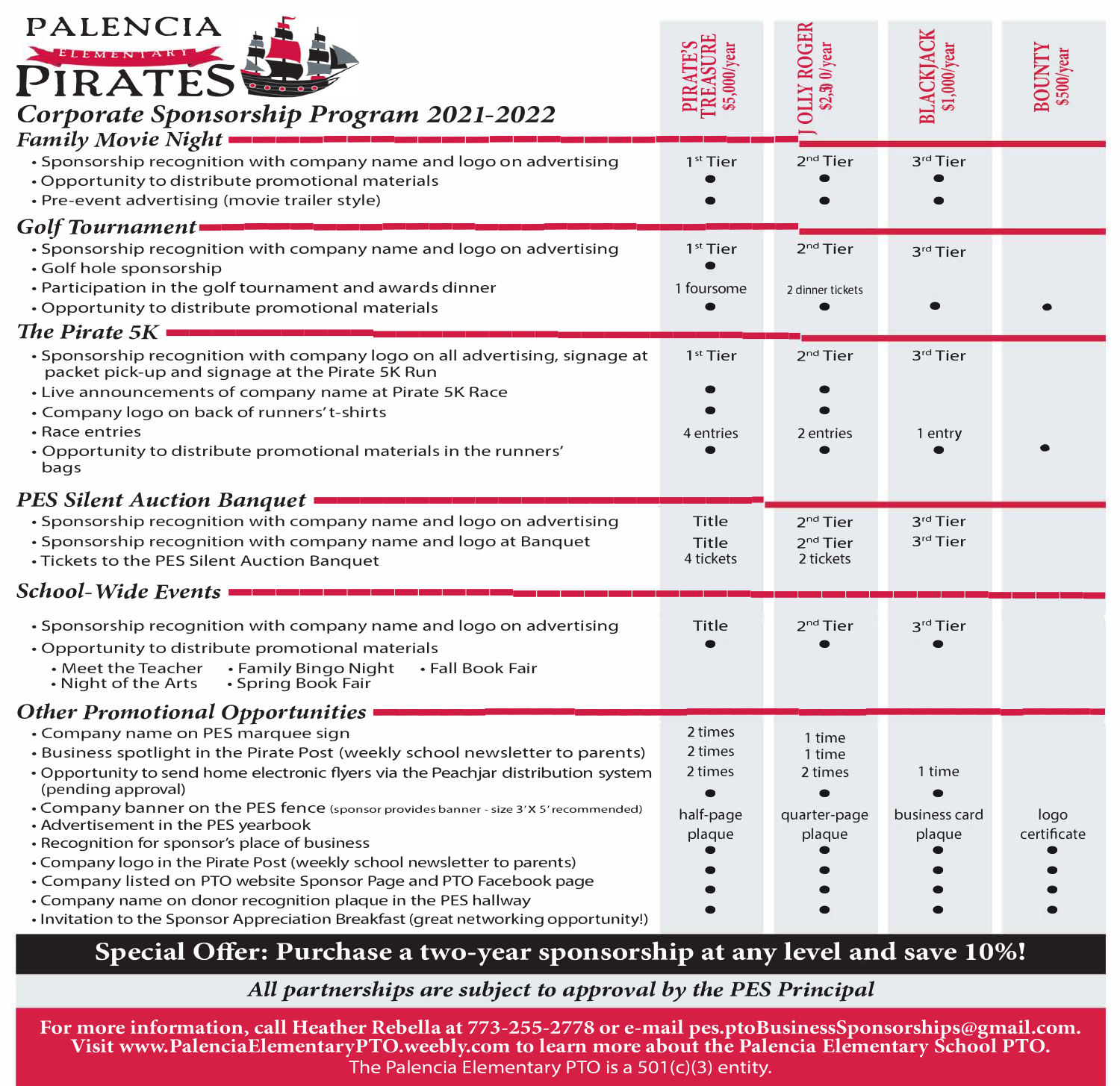# PALENCIA ELEMENTARY PIRATES

## Corporate Sponsorship Program 2021-2022

| | PIRATE'S TREASURE $5,000/year | JOLLY ROGER $2,500/year | BLACKJACK $1,000/year | BOUNTY $500/year |
|---|---|---|---|---|
| ***Family Movie Night*** | | | | |
| • Sponsorship recognition with company name and logo on advertising | 1st Tier | 2nd Tier | 3rd Tier | |
| • Opportunity to distribute promotional materials | ● | ● | ● | |
| • Pre-event advertising (movie trailer style) | ● | ● | ● | |
| ***Golf Tournament*** | | | | |
| • Sponsorship recognition with company name and logo on advertising | 1st Tier | 2nd Tier | 3rd Tier | |
| • Golf hole sponsorship | ● | | | |
| • Participation in the golf tournament and awards dinner | 1 foursome | 2 dinner tickets | | |
| • Opportunity to distribute promotional materials | ● | ● | ● | ● |
| ***The Pirate 5K*** | | | | |
| • Sponsorship recognition with company logo on all advertising, signage at packet pick-up and signage at the Pirate 5K Run | 1st Tier | 2nd Tier | 3rd Tier | |
| • Live announcements of company name at Pirate 5K Race | ● | ● | | |
| • Company logo on back of runners' t-shirts | ● | ● | | |
| • Race entries | 4 entries | 2 entries | 1 entry | |
| • Opportunity to distribute promotional materials in the runners' bags | ● | ● | ● | ● |
| ***PES Silent Auction Banquet*** | | | | |
| • Sponsorship recognition with company name and logo on advertising | Title | 2nd Tier | 3rd Tier | |
| • Sponsorship recognition with company name and logo at Banquet | Title | 2nd Tier | 3rd Tier | |
| • Tickets to the PES Silent Auction Banquet | 4 tickets | 2 tickets | | |
| ***School-Wide Events*** | | | | |
| • Sponsorship recognition with company name and logo on advertising | Title | 2nd Tier | 3rd Tier | |
| • Opportunity to distribute promotional materials<br>• Meet the Teacher • Family Bingo Night • Fall Book Fair<br>• Night of the Arts • Spring Book Fair | ● | ● | ● | |
| ***Other Promotional Opportunities*** | | | | |
| • Company name on PES marquee sign | 2 times | 1 time | | |
| • Business spotlight in the Pirate Post (weekly school newsletter to parents) | 2 times | 1 time | | |
| • Opportunity to send home electronic flyers via the Peachjar distribution system (pending approval) | 2 times | 2 times | 1 time | |
| • Company banner on the PES fence (sponsor provides banner - size 3' X 5' recommended) | ● | ● | ● | |
| • Advertisement in the PES yearbook | half-page | quarter-page | business card | logo |
| • Recognition for sponsor's place of business | plaque | plaque | plaque | certificate |
| • Company logo in the Pirate Post (weekly school newsletter to parents) | ● | ● | ● | ● |
| • Company listed on PTO website Sponsor Page and PTO Facebook page | ● | ● | ● | ● |
| • Company name on donor recognition plaque in the PES hallway | ● | ● | ● | ● |
| • Invitation to the Sponsor Appreciation Breakfast (great networking opportunity!) | ● | ● | ● | ● |

**Special Offer: Purchase a two-year sponsorship at any level and save 10%!**

***All partnerships are subject to approval by the PES Principal***

**For more information, call Heather Rebella at 773-255-2778 or e-mail pes.ptoBusinessSponsorships@gmail.com. Visit www.PalenciaElementaryPTO.weebly.com to learn more about the Palencia Elementary School PTO.**

The Palencia Elementary PTO is a 501(c)(3) entity.